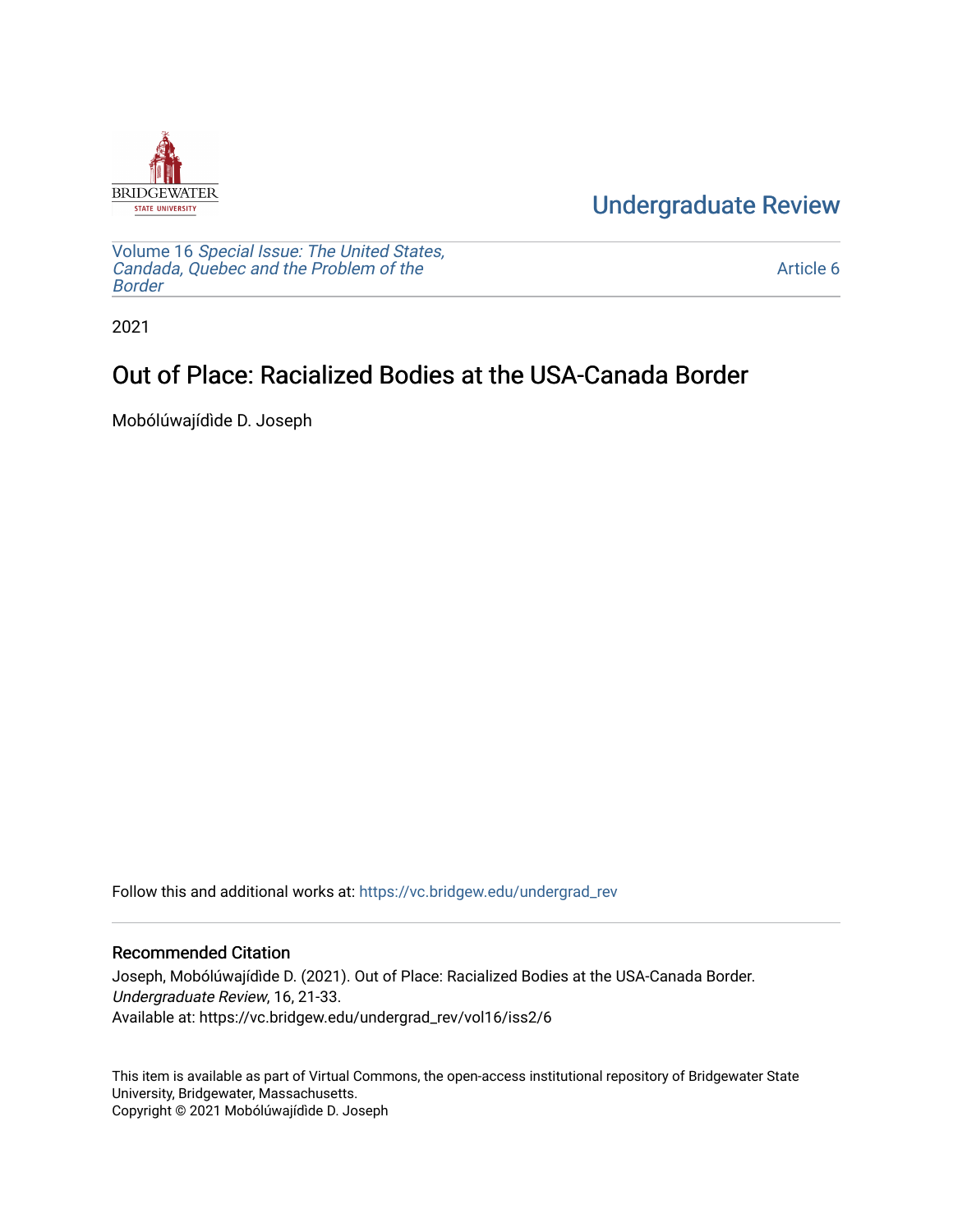BRIDGEWATER STATE UNIVERSITY

# Undergraduate Review

Volume 16 *Special Issue: The United States, Candada, Quebec and the Problem of the Border*

Article 6

2021

## Out of Place: Racialized Bodies at the USA-Canada Border

Mobólúwajídìde D. Joseph

Follow this and additional works at: https://vc.bridgew.edu/undergrad_rev

### Recommended Citation

Joseph, Mobólúwajídìde D. (2021). Out of Place: Racialized Bodies at the USA-Canada Border. *Undergraduate Review*, 16, 21-33.
Available at: https://vc.bridgew.edu/undergrad_rev/vol16/iss2/6

This item is available as part of Virtual Commons, the open-access institutional repository of Bridgewater State University, Bridgewater, Massachusetts.
Copyright © 2021 Mobólúwajídìde D. Joseph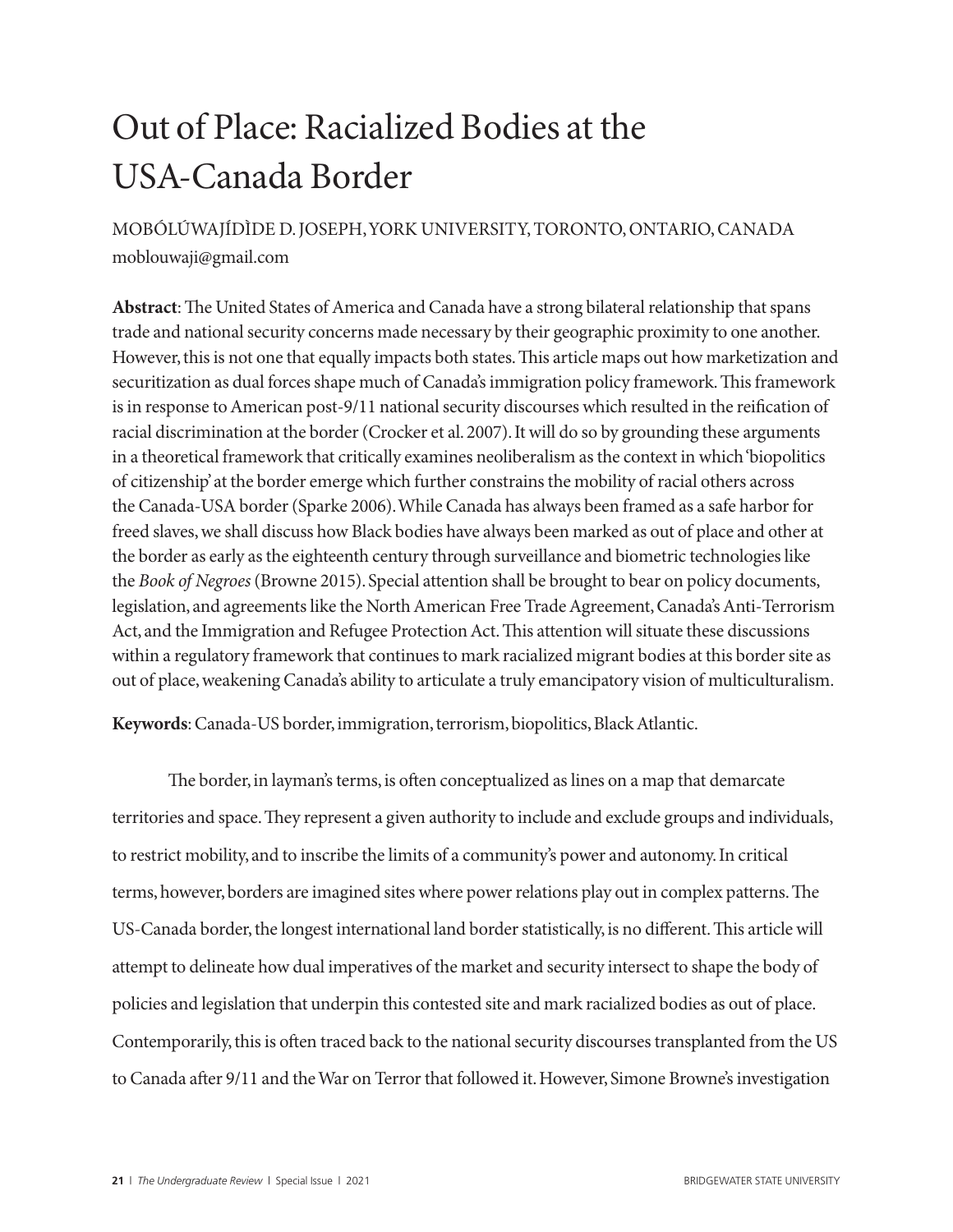# Out of Place: Racialized Bodies at the USA-Canada Border

MOBÓLÚWAJÍDÌDE D. JOSEPH, YORK UNIVERSITY, TORONTO, ONTARIO, CANADA
moblouwaji@gmail.com

**Abstract**: The United States of America and Canada have a strong bilateral relationship that spans trade and national security concerns made necessary by their geographic proximity to one another. However, this is not one that equally impacts both states. This article maps out how marketization and securitization as dual forces shape much of Canada's immigration policy framework. This framework is in response to American post-9/11 national security discourses which resulted in the reification of racial discrimination at the border (Crocker et al. 2007). It will do so by grounding these arguments in a theoretical framework that critically examines neoliberalism as the context in which 'biopolitics of citizenship' at the border emerge which further constrains the mobility of racial others across the Canada-USA border (Sparke 2006). While Canada has always been framed as a safe harbor for freed slaves, we shall discuss how Black bodies have always been marked as out of place and other at the border as early as the eighteenth century through surveillance and biometric technologies like the *Book of Negroes* (Browne 2015). Special attention shall be brought to bear on policy documents, legislation, and agreements like the North American Free Trade Agreement, Canada's Anti-Terrorism Act, and the Immigration and Refugee Protection Act. This attention will situate these discussions within a regulatory framework that continues to mark racialized migrant bodies at this border site as out of place, weakening Canada's ability to articulate a truly emancipatory vision of multiculturalism.

**Keywords**: Canada-US border, immigration, terrorism, biopolitics, Black Atlantic.

The border, in layman's terms, is often conceptualized as lines on a map that demarcate territories and space. They represent a given authority to include and exclude groups and individuals, to restrict mobility, and to inscribe the limits of a community's power and autonomy. In critical terms, however, borders are imagined sites where power relations play out in complex patterns. The US-Canada border, the longest international land border statistically, is no different. This article will attempt to delineate how dual imperatives of the market and security intersect to shape the body of policies and legislation that underpin this contested site and mark racialized bodies as out of place. Contemporarily, this is often traced back to the national security discourses transplanted from the US to Canada after 9/11 and the War on Terror that followed it. However, Simone Browne's investigation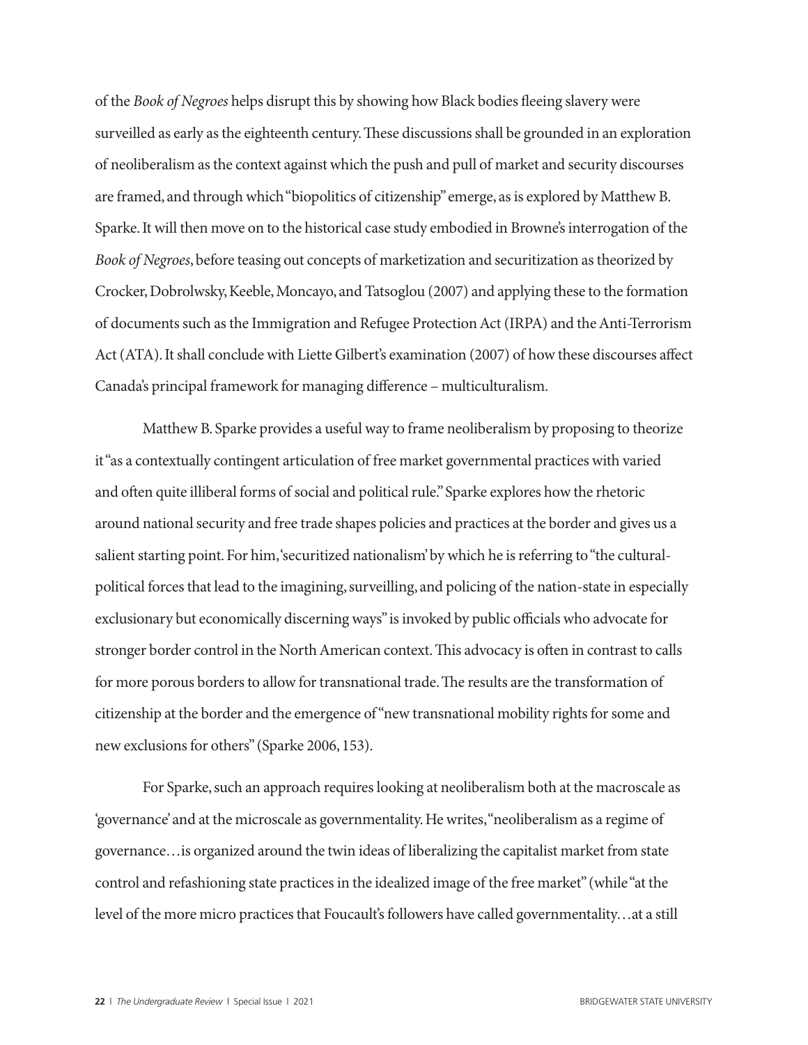of the *Book of Negroes* helps disrupt this by showing how Black bodies fleeing slavery were surveilled as early as the eighteenth century. These discussions shall be grounded in an exploration of neoliberalism as the context against which the push and pull of market and security discourses are framed, and through which "biopolitics of citizenship" emerge, as is explored by Matthew B. Sparke. It will then move on to the historical case study embodied in Browne's interrogation of the *Book of Negroes*, before teasing out concepts of marketization and securitization as theorized by Crocker, Dobrolwsky, Keeble, Moncayo, and Tatsoglou (2007) and applying these to the formation of documents such as the Immigration and Refugee Protection Act (IRPA) and the Anti-Terrorism Act (ATA). It shall conclude with Liette Gilbert's examination (2007) of how these discourses affect Canada's principal framework for managing difference – multiculturalism.

Matthew B. Sparke provides a useful way to frame neoliberalism by proposing to theorize it "as a contextually contingent articulation of free market governmental practices with varied and often quite illiberal forms of social and political rule." Sparke explores how the rhetoric around national security and free trade shapes policies and practices at the border and gives us a salient starting point. For him, 'securitized nationalism' by which he is referring to "the cultural-political forces that lead to the imagining, surveilling, and policing of the nation-state in especially exclusionary but economically discerning ways" is invoked by public officials who advocate for stronger border control in the North American context. This advocacy is often in contrast to calls for more porous borders to allow for transnational trade. The results are the transformation of citizenship at the border and the emergence of "new transnational mobility rights for some and new exclusions for others" (Sparke 2006, 153).

For Sparke, such an approach requires looking at neoliberalism both at the macroscale as 'governance' and at the microscale as governmentality. He writes, "neoliberalism as a regime of governance…is organized around the twin ideas of liberalizing the capitalist market from state control and refashioning state practices in the idealized image of the free market" (while "at the level of the more micro practices that Foucault's followers have called governmentality…at a still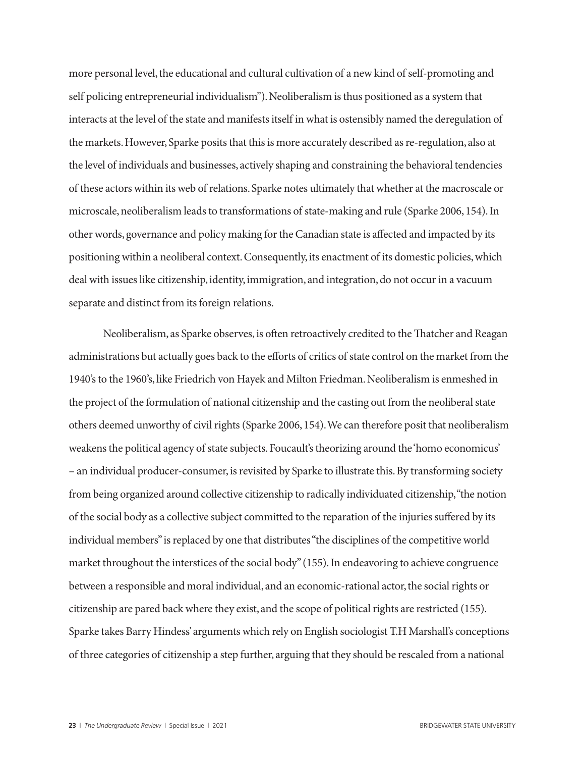more personal level, the educational and cultural cultivation of a new kind of self-promoting and self policing entrepreneurial individualism"). Neoliberalism is thus positioned as a system that interacts at the level of the state and manifests itself in what is ostensibly named the deregulation of the markets. However, Sparke posits that this is more accurately described as re-regulation, also at the level of individuals and businesses, actively shaping and constraining the behavioral tendencies of these actors within its web of relations. Sparke notes ultimately that whether at the macroscale or microscale, neoliberalism leads to transformations of state-making and rule (Sparke 2006, 154). In other words, governance and policy making for the Canadian state is affected and impacted by its positioning within a neoliberal context. Consequently, its enactment of its domestic policies, which deal with issues like citizenship, identity, immigration, and integration, do not occur in a vacuum separate and distinct from its foreign relations.

Neoliberalism, as Sparke observes, is often retroactively credited to the Thatcher and Reagan administrations but actually goes back to the efforts of critics of state control on the market from the 1940's to the 1960's, like Friedrich von Hayek and Milton Friedman. Neoliberalism is enmeshed in the project of the formulation of national citizenship and the casting out from the neoliberal state others deemed unworthy of civil rights (Sparke 2006, 154). We can therefore posit that neoliberalism weakens the political agency of state subjects. Foucault's theorizing around the 'homo economicus' – an individual producer-consumer, is revisited by Sparke to illustrate this. By transforming society from being organized around collective citizenship to radically individuated citizenship, "the notion of the social body as a collective subject committed to the reparation of the injuries suffered by its individual members" is replaced by one that distributes "the disciplines of the competitive world market throughout the interstices of the social body" (155). In endeavoring to achieve congruence between a responsible and moral individual, and an economic-rational actor, the social rights or citizenship are pared back where they exist, and the scope of political rights are restricted (155). Sparke takes Barry Hindess' arguments which rely on English sociologist T.H Marshall's conceptions of three categories of citizenship a step further, arguing that they should be rescaled from a national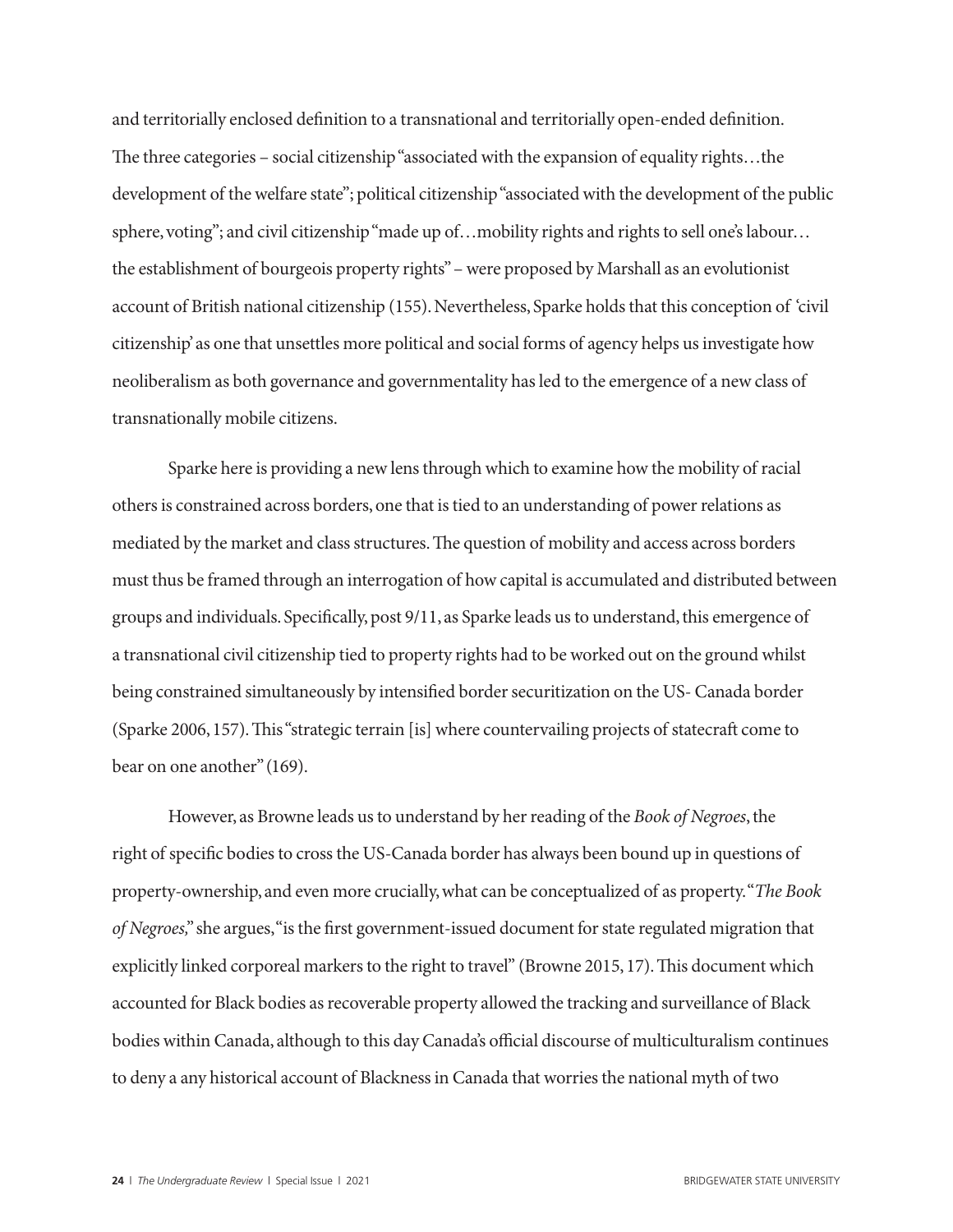and territorially enclosed definition to a transnational and territorially open-ended definition. The three categories – social citizenship "associated with the expansion of equality rights…the development of the welfare state"; political citizenship "associated with the development of the public sphere, voting"; and civil citizenship "made up of…mobility rights and rights to sell one's labour… the establishment of bourgeois property rights" – were proposed by Marshall as an evolutionist account of British national citizenship (155). Nevertheless, Sparke holds that this conception of 'civil citizenship' as one that unsettles more political and social forms of agency helps us investigate how neoliberalism as both governance and governmentality has led to the emergence of a new class of transnationally mobile citizens.

Sparke here is providing a new lens through which to examine how the mobility of racial others is constrained across borders, one that is tied to an understanding of power relations as mediated by the market and class structures. The question of mobility and access across borders must thus be framed through an interrogation of how capital is accumulated and distributed between groups and individuals. Specifically, post 9/11, as Sparke leads us to understand, this emergence of a transnational civil citizenship tied to property rights had to be worked out on the ground whilst being constrained simultaneously by intensified border securitization on the US- Canada border (Sparke 2006, 157). This "strategic terrain [is] where countervailing projects of statecraft come to bear on one another" (169).

However, as Browne leads us to understand by her reading of the *Book of Negroes*, the right of specific bodies to cross the US-Canada border has always been bound up in questions of property-ownership, and even more crucially, what can be conceptualized of as property. "*The Book of Negroes,*" she argues, "is the first government-issued document for state regulated migration that explicitly linked corporeal markers to the right to travel" (Browne 2015, 17). This document which accounted for Black bodies as recoverable property allowed the tracking and surveillance of Black bodies within Canada, although to this day Canada's official discourse of multiculturalism continues to deny a any historical account of Blackness in Canada that worries the national myth of two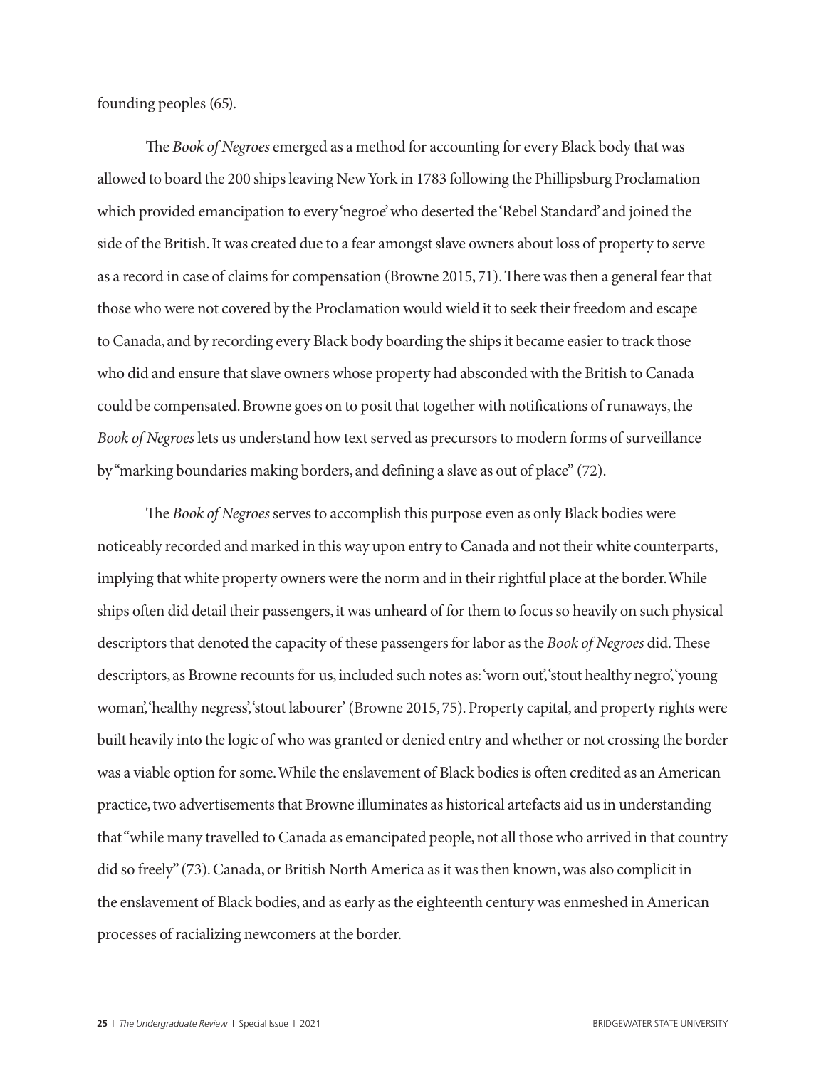founding peoples (65).

The *Book of Negroes* emerged as a method for accounting for every Black body that was allowed to board the 200 ships leaving New York in 1783 following the Phillipsburg Proclamation which provided emancipation to every 'negroe' who deserted the 'Rebel Standard' and joined the side of the British. It was created due to a fear amongst slave owners about loss of property to serve as a record in case of claims for compensation (Browne 2015, 71). There was then a general fear that those who were not covered by the Proclamation would wield it to seek their freedom and escape to Canada, and by recording every Black body boarding the ships it became easier to track those who did and ensure that slave owners whose property had absconded with the British to Canada could be compensated. Browne goes on to posit that together with notifications of runaways, the *Book of Negroes* lets us understand how text served as precursors to modern forms of surveillance by "marking boundaries making borders, and defining a slave as out of place" (72).

The *Book of Negroes* serves to accomplish this purpose even as only Black bodies were noticeably recorded and marked in this way upon entry to Canada and not their white counterparts, implying that white property owners were the norm and in their rightful place at the border. While ships often did detail their passengers, it was unheard of for them to focus so heavily on such physical descriptors that denoted the capacity of these passengers for labor as the *Book of Negroes* did. These descriptors, as Browne recounts for us, included such notes as: 'worn out', 'stout healthy negro', 'young woman', 'healthy negress', 'stout labourer' (Browne 2015, 75). Property capital, and property rights were built heavily into the logic of who was granted or denied entry and whether or not crossing the border was a viable option for some. While the enslavement of Black bodies is often credited as an American practice, two advertisements that Browne illuminates as historical artefacts aid us in understanding that "while many travelled to Canada as emancipated people, not all those who arrived in that country did so freely" (73). Canada, or British North America as it was then known, was also complicit in the enslavement of Black bodies, and as early as the eighteenth century was enmeshed in American processes of racializing newcomers at the border.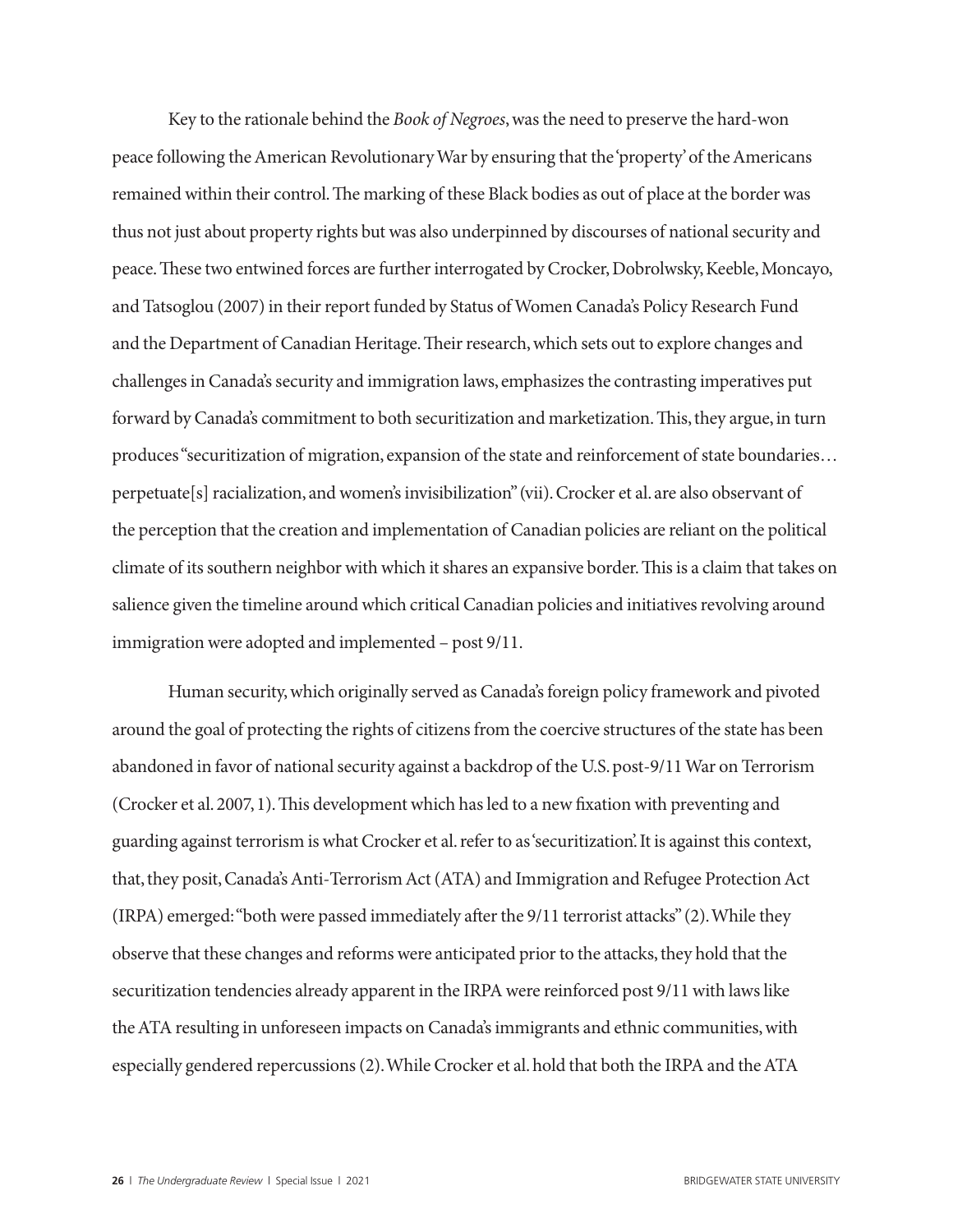Key to the rationale behind the *Book of Negroes*, was the need to preserve the hard-won peace following the American Revolutionary War by ensuring that the 'property' of the Americans remained within their control. The marking of these Black bodies as out of place at the border was thus not just about property rights but was also underpinned by discourses of national security and peace. These two entwined forces are further interrogated by Crocker, Dobrolwsky, Keeble, Moncayo, and Tatsoglou (2007) in their report funded by Status of Women Canada's Policy Research Fund and the Department of Canadian Heritage. Their research, which sets out to explore changes and challenges in Canada's security and immigration laws, emphasizes the contrasting imperatives put forward by Canada's commitment to both securitization and marketization. This, they argue, in turn produces "securitization of migration, expansion of the state and reinforcement of state boundaries… perpetuate[s] racialization, and women's invisibilization" (vii). Crocker et al. are also observant of the perception that the creation and implementation of Canadian policies are reliant on the political climate of its southern neighbor with which it shares an expansive border. This is a claim that takes on salience given the timeline around which critical Canadian policies and initiatives revolving around immigration were adopted and implemented – post 9/11.

Human security, which originally served as Canada's foreign policy framework and pivoted around the goal of protecting the rights of citizens from the coercive structures of the state has been abandoned in favor of national security against a backdrop of the U.S. post-9/11 War on Terrorism (Crocker et al. 2007, 1). This development which has led to a new fixation with preventing and guarding against terrorism is what Crocker et al. refer to as 'securitization'. It is against this context, that, they posit, Canada's Anti-Terrorism Act (ATA) and Immigration and Refugee Protection Act (IRPA) emerged: "both were passed immediately after the 9/11 terrorist attacks" (2). While they observe that these changes and reforms were anticipated prior to the attacks, they hold that the securitization tendencies already apparent in the IRPA were reinforced post 9/11 with laws like the ATA resulting in unforeseen impacts on Canada's immigrants and ethnic communities, with especially gendered repercussions (2). While Crocker et al. hold that both the IRPA and the ATA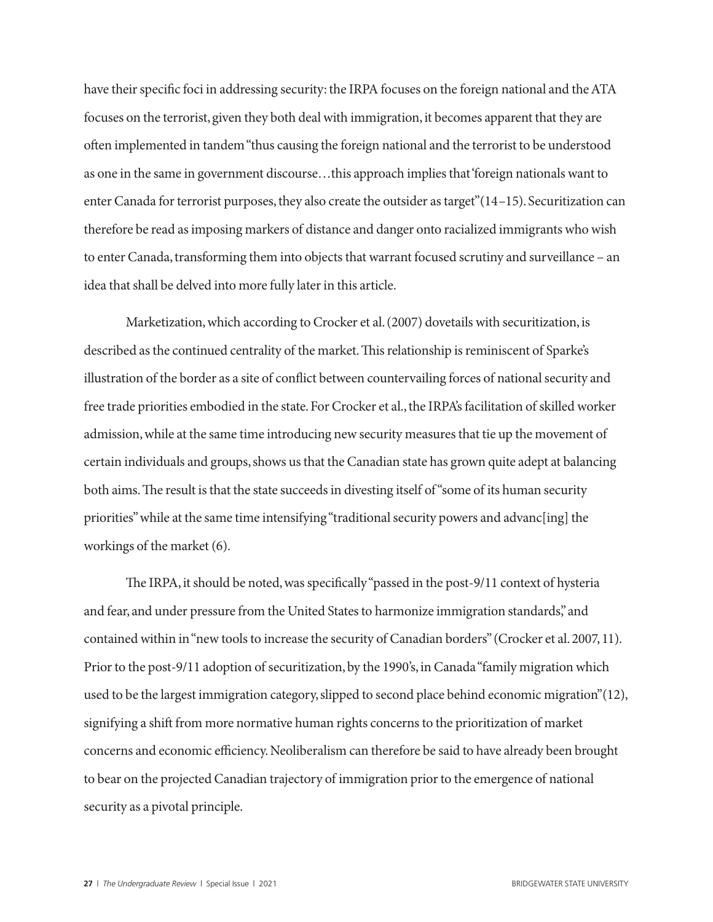have their specific foci in addressing security: the IRPA focuses on the foreign national and the ATA focuses on the terrorist, given they both deal with immigration, it becomes apparent that they are often implemented in tandem "thus causing the foreign national and the terrorist to be understood as one in the same in government discourse…this approach implies that 'foreign nationals want to enter Canada for terrorist purposes, they also create the outsider as target" (14–15). Securitization can therefore be read as imposing markers of distance and danger onto racialized immigrants who wish to enter Canada, transforming them into objects that warrant focused scrutiny and surveillance – an idea that shall be delved into more fully later in this article.

Marketization, which according to Crocker et al. (2007) dovetails with securitization, is described as the continued centrality of the market. This relationship is reminiscent of Sparke's illustration of the border as a site of conflict between countervailing forces of national security and free trade priorities embodied in the state. For Crocker et al., the IRPA's facilitation of skilled worker admission, while at the same time introducing new security measures that tie up the movement of certain individuals and groups, shows us that the Canadian state has grown quite adept at balancing both aims. The result is that the state succeeds in divesting itself of "some of its human security priorities" while at the same time intensifying "traditional security powers and advanc[ing] the workings of the market (6).

The IRPA, it should be noted, was specifically "passed in the post-9/11 context of hysteria and fear, and under pressure from the United States to harmonize immigration standards," and contained within in "new tools to increase the security of Canadian borders" (Crocker et al. 2007, 11). Prior to the post-9/11 adoption of securitization, by the 1990's, in Canada "family migration which used to be the largest immigration category, slipped to second place behind economic migration" (12), signifying a shift from more normative human rights concerns to the prioritization of market concerns and economic efficiency. Neoliberalism can therefore be said to have already been brought to bear on the projected Canadian trajectory of immigration prior to the emergence of national security as a pivotal principle.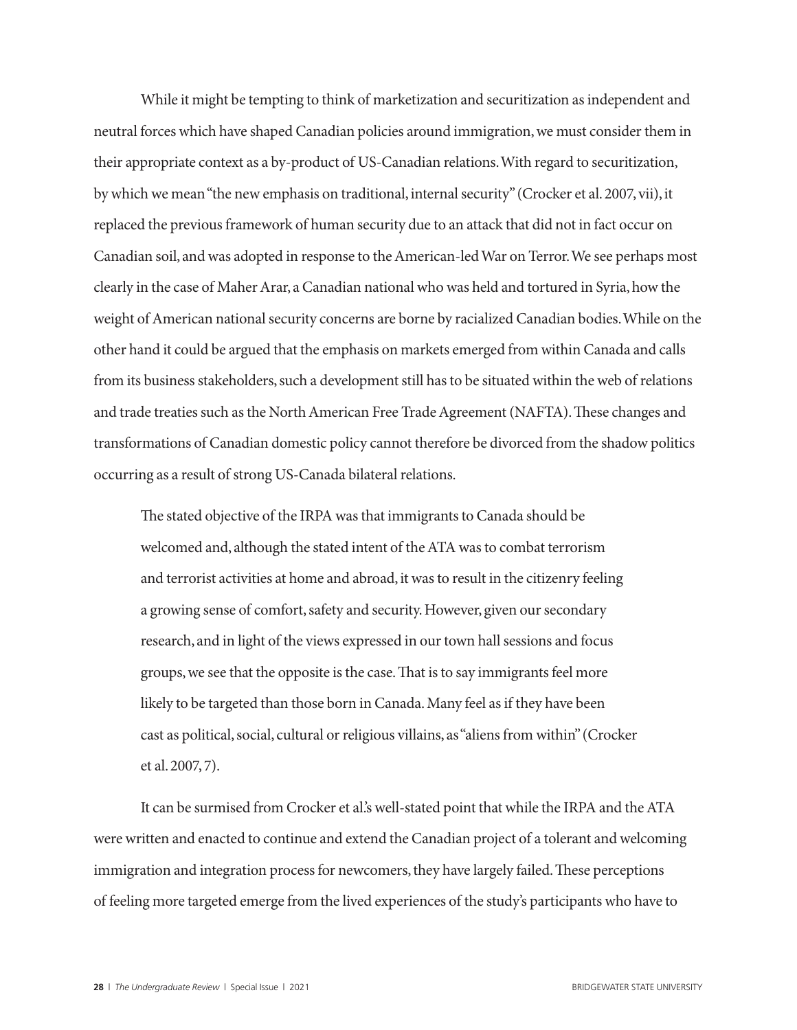While it might be tempting to think of marketization and securitization as independent and neutral forces which have shaped Canadian policies around immigration, we must consider them in their appropriate context as a by-product of US-Canadian relations. With regard to securitization, by which we mean "the new emphasis on traditional, internal security" (Crocker et al. 2007, vii), it replaced the previous framework of human security due to an attack that did not in fact occur on Canadian soil, and was adopted in response to the American-led War on Terror. We see perhaps most clearly in the case of Maher Arar, a Canadian national who was held and tortured in Syria, how the weight of American national security concerns are borne by racialized Canadian bodies. While on the other hand it could be argued that the emphasis on markets emerged from within Canada and calls from its business stakeholders, such a development still has to be situated within the web of relations and trade treaties such as the North American Free Trade Agreement (NAFTA). These changes and transformations of Canadian domestic policy cannot therefore be divorced from the shadow politics occurring as a result of strong US-Canada bilateral relations.

> The stated objective of the IRPA was that immigrants to Canada should be welcomed and, although the stated intent of the ATA was to combat terrorism and terrorist activities at home and abroad, it was to result in the citizenry feeling a growing sense of comfort, safety and security. However, given our secondary research, and in light of the views expressed in our town hall sessions and focus groups, we see that the opposite is the case. That is to say immigrants feel more likely to be targeted than those born in Canada. Many feel as if they have been cast as political, social, cultural or religious villains, as "aliens from within" (Crocker et al. 2007, 7).

It can be surmised from Crocker et al.'s well-stated point that while the IRPA and the ATA were written and enacted to continue and extend the Canadian project of a tolerant and welcoming immigration and integration process for newcomers, they have largely failed. These perceptions of feeling more targeted emerge from the lived experiences of the study's participants who have to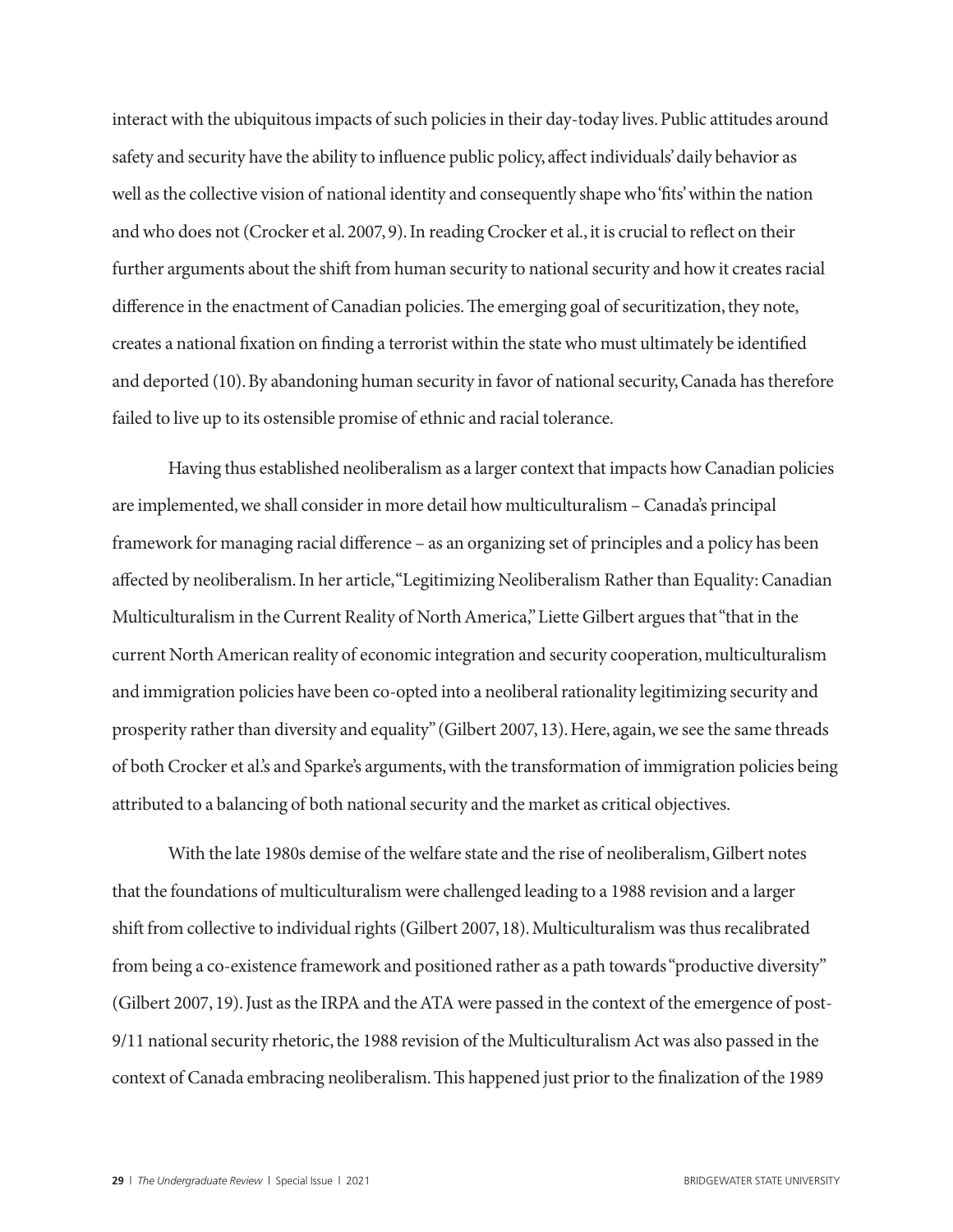interact with the ubiquitous impacts of such policies in their day-today lives. Public attitudes around safety and security have the ability to influence public policy, affect individuals' daily behavior as well as the collective vision of national identity and consequently shape who 'fits' within the nation and who does not (Crocker et al. 2007, 9). In reading Crocker et al., it is crucial to reflect on their further arguments about the shift from human security to national security and how it creates racial difference in the enactment of Canadian policies. The emerging goal of securitization, they note, creates a national fixation on finding a terrorist within the state who must ultimately be identified and deported (10). By abandoning human security in favor of national security, Canada has therefore failed to live up to its ostensible promise of ethnic and racial tolerance.

Having thus established neoliberalism as a larger context that impacts how Canadian policies are implemented, we shall consider in more detail how multiculturalism – Canada's principal framework for managing racial difference – as an organizing set of principles and a policy has been affected by neoliberalism. In her article, "Legitimizing Neoliberalism Rather than Equality: Canadian Multiculturalism in the Current Reality of North America," Liette Gilbert argues that "that in the current North American reality of economic integration and security cooperation, multiculturalism and immigration policies have been co-opted into a neoliberal rationality legitimizing security and prosperity rather than diversity and equality" (Gilbert 2007, 13). Here, again, we see the same threads of both Crocker et al.'s and Sparke's arguments, with the transformation of immigration policies being attributed to a balancing of both national security and the market as critical objectives.

With the late 1980s demise of the welfare state and the rise of neoliberalism, Gilbert notes that the foundations of multiculturalism were challenged leading to a 1988 revision and a larger shift from collective to individual rights (Gilbert 2007, 18). Multiculturalism was thus recalibrated from being a co-existence framework and positioned rather as a path towards "productive diversity" (Gilbert 2007, 19). Just as the IRPA and the ATA were passed in the context of the emergence of post-9/11 national security rhetoric, the 1988 revision of the Multiculturalism Act was also passed in the context of Canada embracing neoliberalism. This happened just prior to the finalization of the 1989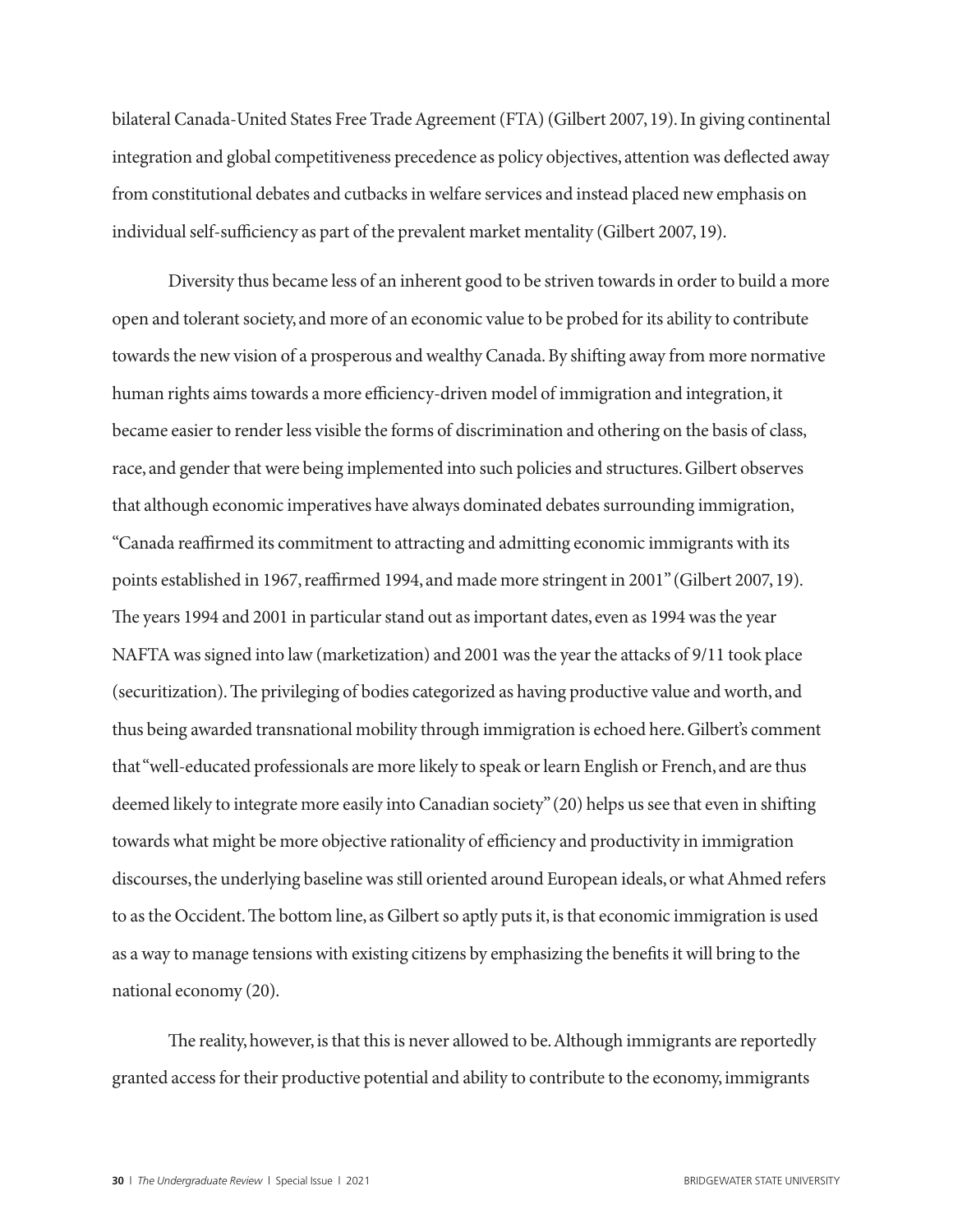bilateral Canada-United States Free Trade Agreement (FTA) (Gilbert 2007, 19). In giving continental integration and global competitiveness precedence as policy objectives, attention was deflected away from constitutional debates and cutbacks in welfare services and instead placed new emphasis on individual self-sufficiency as part of the prevalent market mentality (Gilbert 2007, 19).

Diversity thus became less of an inherent good to be striven towards in order to build a more open and tolerant society, and more of an economic value to be probed for its ability to contribute towards the new vision of a prosperous and wealthy Canada. By shifting away from more normative human rights aims towards a more efficiency-driven model of immigration and integration, it became easier to render less visible the forms of discrimination and othering on the basis of class, race, and gender that were being implemented into such policies and structures. Gilbert observes that although economic imperatives have always dominated debates surrounding immigration, "Canada reaffirmed its commitment to attracting and admitting economic immigrants with its points established in 1967, reaffirmed 1994, and made more stringent in 2001" (Gilbert 2007, 19). The years 1994 and 2001 in particular stand out as important dates, even as 1994 was the year NAFTA was signed into law (marketization) and 2001 was the year the attacks of 9/11 took place (securitization). The privileging of bodies categorized as having productive value and worth, and thus being awarded transnational mobility through immigration is echoed here. Gilbert's comment that "well-educated professionals are more likely to speak or learn English or French, and are thus deemed likely to integrate more easily into Canadian society" (20) helps us see that even in shifting towards what might be more objective rationality of efficiency and productivity in immigration discourses, the underlying baseline was still oriented around European ideals, or what Ahmed refers to as the Occident. The bottom line, as Gilbert so aptly puts it, is that economic immigration is used as a way to manage tensions with existing citizens by emphasizing the benefits it will bring to the national economy (20).

The reality, however, is that this is never allowed to be. Although immigrants are reportedly granted access for their productive potential and ability to contribute to the economy, immigrants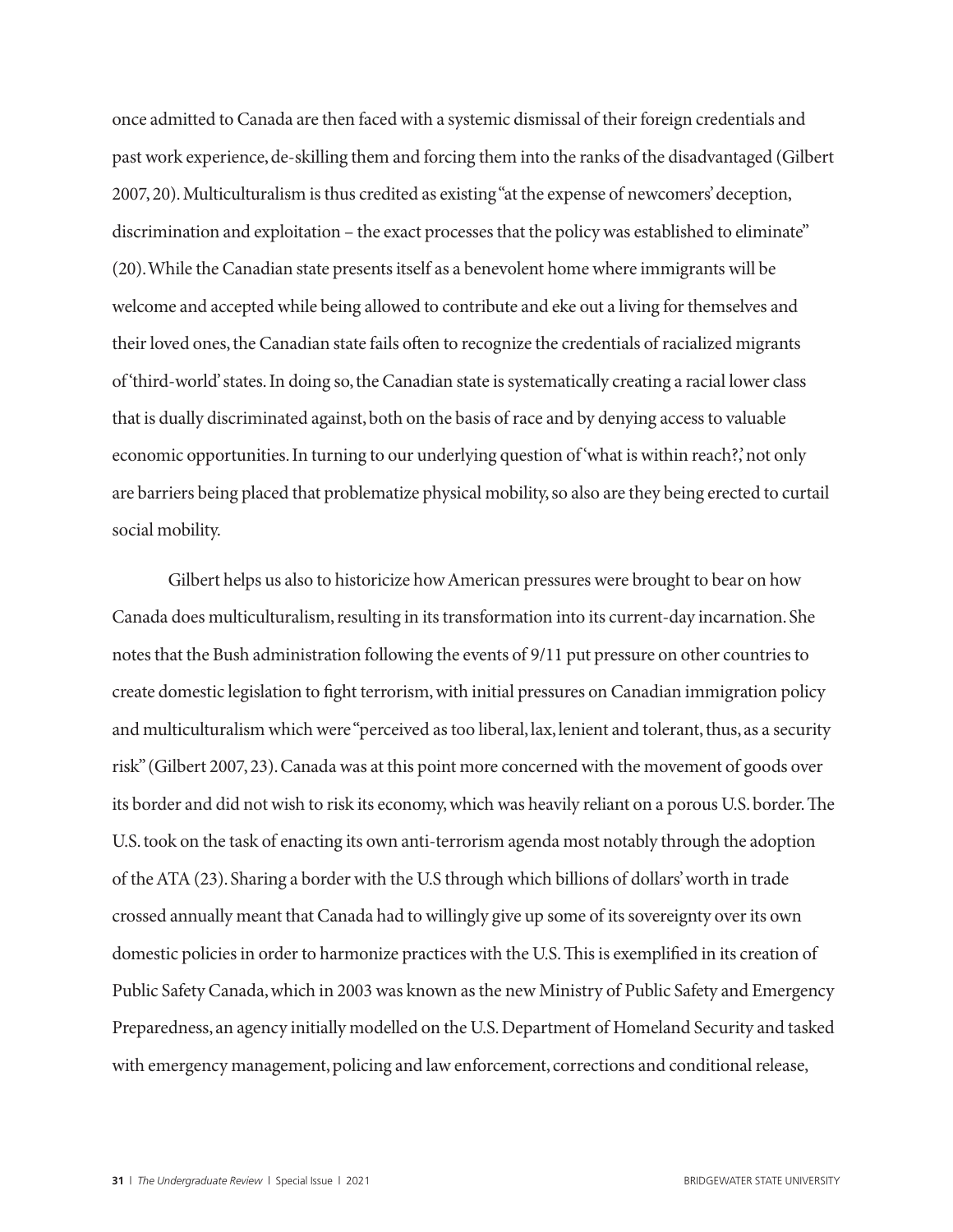once admitted to Canada are then faced with a systemic dismissal of their foreign credentials and past work experience, de-skilling them and forcing them into the ranks of the disadvantaged (Gilbert 2007, 20). Multiculturalism is thus credited as existing "at the expense of newcomers' deception, discrimination and exploitation – the exact processes that the policy was established to eliminate" (20). While the Canadian state presents itself as a benevolent home where immigrants will be welcome and accepted while being allowed to contribute and eke out a living for themselves and their loved ones, the Canadian state fails often to recognize the credentials of racialized migrants of 'third-world' states. In doing so, the Canadian state is systematically creating a racial lower class that is dually discriminated against, both on the basis of race and by denying access to valuable economic opportunities. In turning to our underlying question of 'what is within reach?,' not only are barriers being placed that problematize physical mobility, so also are they being erected to curtail social mobility.

Gilbert helps us also to historicize how American pressures were brought to bear on how Canada does multiculturalism, resulting in its transformation into its current-day incarnation. She notes that the Bush administration following the events of 9/11 put pressure on other countries to create domestic legislation to fight terrorism, with initial pressures on Canadian immigration policy and multiculturalism which were "perceived as too liberal, lax, lenient and tolerant, thus, as a security risk" (Gilbert 2007, 23). Canada was at this point more concerned with the movement of goods over its border and did not wish to risk its economy, which was heavily reliant on a porous U.S. border. The U.S. took on the task of enacting its own anti-terrorism agenda most notably through the adoption of the ATA (23). Sharing a border with the U.S through which billions of dollars' worth in trade crossed annually meant that Canada had to willingly give up some of its sovereignty over its own domestic policies in order to harmonize practices with the U.S. This is exemplified in its creation of Public Safety Canada, which in 2003 was known as the new Ministry of Public Safety and Emergency Preparedness, an agency initially modelled on the U.S. Department of Homeland Security and tasked with emergency management, policing and law enforcement, corrections and conditional release,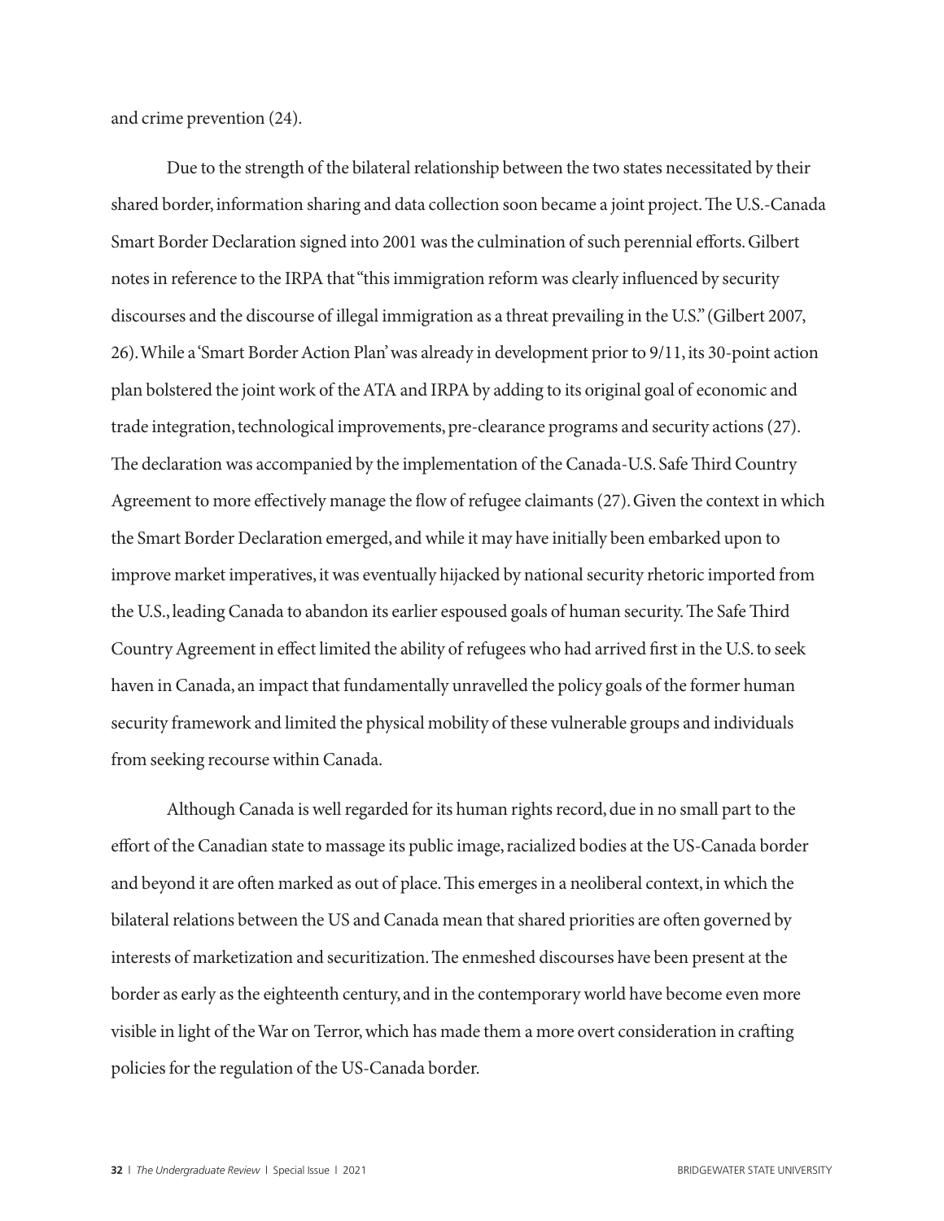and crime prevention (24).

Due to the strength of the bilateral relationship between the two states necessitated by their shared border, information sharing and data collection soon became a joint project. The U.S.-Canada Smart Border Declaration signed into 2001 was the culmination of such perennial efforts. Gilbert notes in reference to the IRPA that "this immigration reform was clearly influenced by security discourses and the discourse of illegal immigration as a threat prevailing in the U.S." (Gilbert 2007, 26). While a 'Smart Border Action Plan' was already in development prior to 9/11, its 30-point action plan bolstered the joint work of the ATA and IRPA by adding to its original goal of economic and trade integration, technological improvements, pre-clearance programs and security actions (27). The declaration was accompanied by the implementation of the Canada-U.S. Safe Third Country Agreement to more effectively manage the flow of refugee claimants (27). Given the context in which the Smart Border Declaration emerged, and while it may have initially been embarked upon to improve market imperatives, it was eventually hijacked by national security rhetoric imported from the U.S., leading Canada to abandon its earlier espoused goals of human security. The Safe Third Country Agreement in effect limited the ability of refugees who had arrived first in the U.S. to seek haven in Canada, an impact that fundamentally unravelled the policy goals of the former human security framework and limited the physical mobility of these vulnerable groups and individuals from seeking recourse within Canada.

Although Canada is well regarded for its human rights record, due in no small part to the effort of the Canadian state to massage its public image, racialized bodies at the US-Canada border and beyond it are often marked as out of place. This emerges in a neoliberal context, in which the bilateral relations between the US and Canada mean that shared priorities are often governed by interests of marketization and securitization. The enmeshed discourses have been present at the border as early as the eighteenth century, and in the contemporary world have become even more visible in light of the War on Terror, which has made them a more overt consideration in crafting policies for the regulation of the US-Canada border.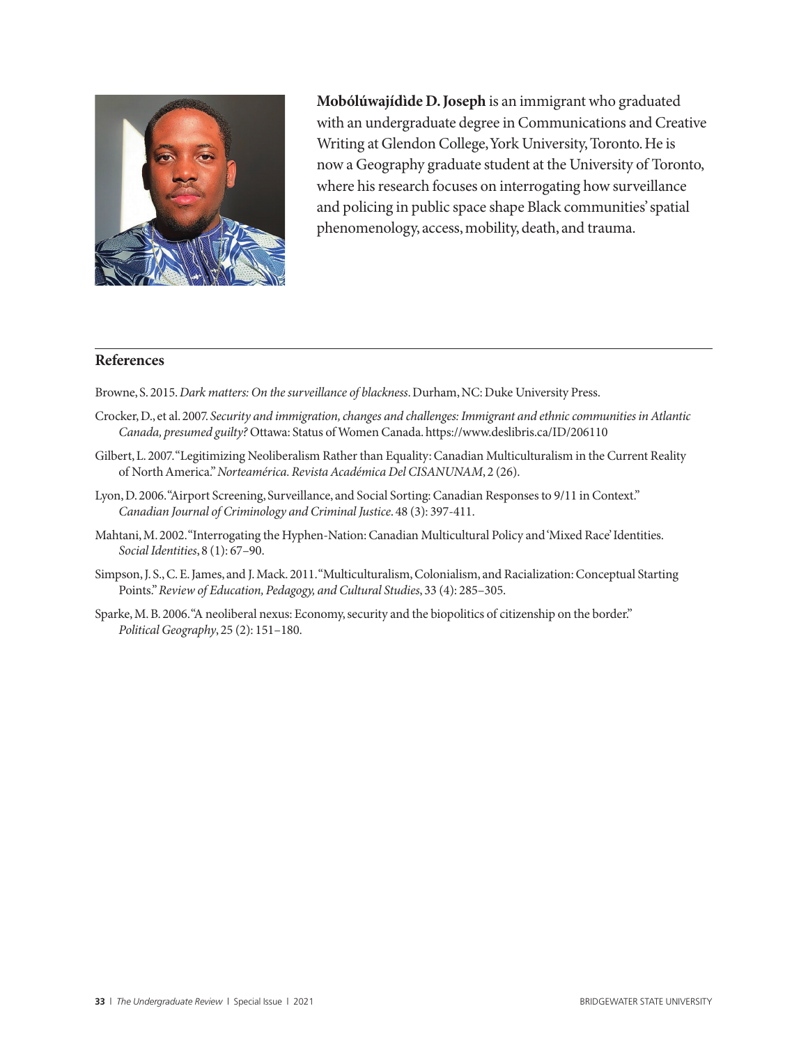**Mobólúwajídìde D. Joseph** is an immigrant who graduated with an undergraduate degree in Communications and Creative Writing at Glendon College, York University, Toronto. He is now a Geography graduate student at the University of Toronto, where his research focuses on interrogating how surveillance and policing in public space shape Black communities' spatial phenomenology, access, mobility, death, and trauma.

## References

Browne, S. 2015. *Dark matters: On the surveillance of blackness*. Durham, NC: Duke University Press.

Crocker, D., et al. 2007. *Security and immigration, changes and challenges: Immigrant and ethnic communities in Atlantic Canada, presumed guilty?* Ottawa: Status of Women Canada. https://www.deslibris.ca/ID/206110

Gilbert, L. 2007. "Legitimizing Neoliberalism Rather than Equality: Canadian Multiculturalism in the Current Reality of North America." *Norteamérica. Revista Académica Del CISANUNAM*, 2 (26).

Lyon, D. 2006. "Airport Screening, Surveillance, and Social Sorting: Canadian Responses to 9/11 in Context." *Canadian Journal of Criminology and Criminal Justice*. 48 (3): 397-411.

Mahtani, M. 2002. "Interrogating the Hyphen-Nation: Canadian Multicultural Policy and 'Mixed Race' Identities. *Social Identities*, 8 (1): 67–90.

Simpson, J. S., C. E. James, and J. Mack. 2011. "Multiculturalism, Colonialism, and Racialization: Conceptual Starting Points." *Review of Education, Pedagogy, and Cultural Studies*, 33 (4): 285–305.

Sparke, M. B. 2006. "A neoliberal nexus: Economy, security and the biopolitics of citizenship on the border." *Political Geography*, 25 (2): 151–180.